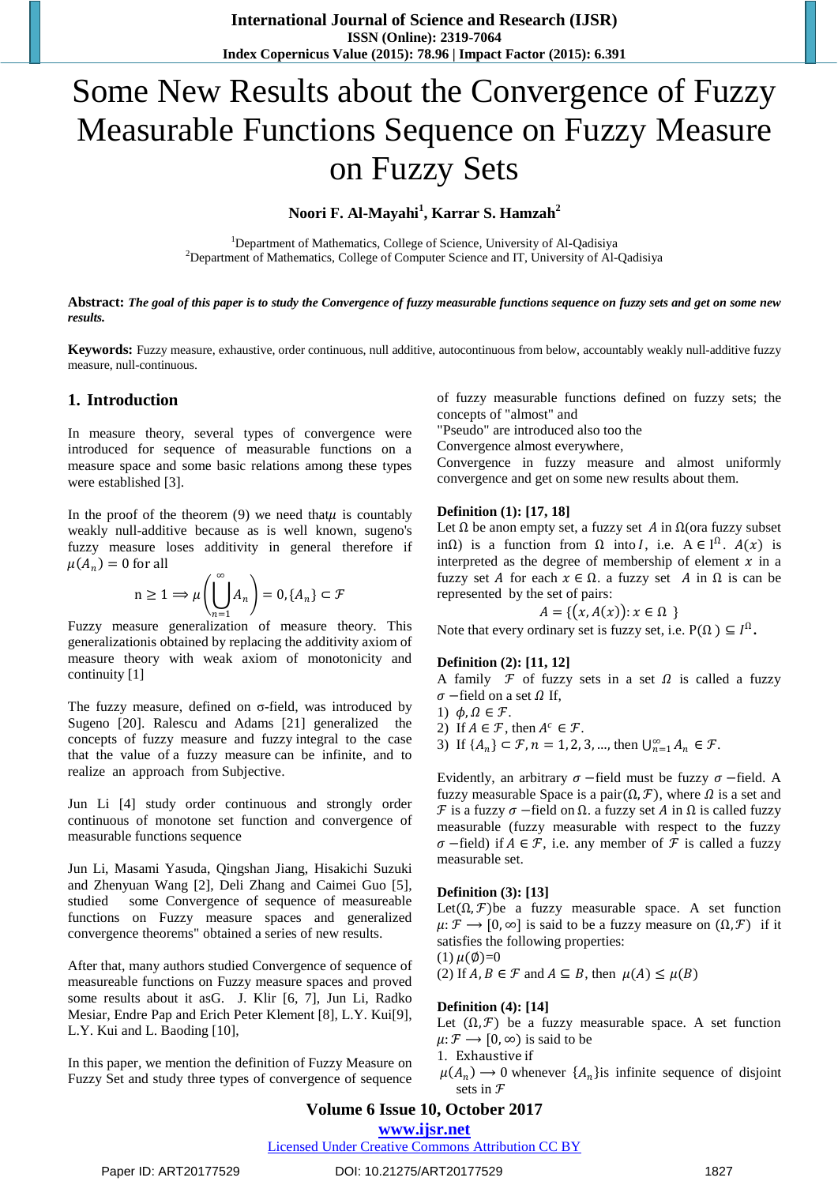# Some New Results about the Convergence of Fuzzy Measurable Functions Sequence on Fuzzy Measure on Fuzzy Sets

**Noori F. Al-Mayahi[1], Karrar S. Hamzah[2]**

[1]Department of Mathematics, College of Science, University of Al-Qadisiya
[2]Department of Mathematics, College of Computer Science and IT, University of Al-Qadisiya

**Abstract:** ***The goal of this paper is to study the Convergence of fuzzy measurable functions sequence on fuzzy sets and get on some new results.***

**Keywords:** Fuzzy measure, exhaustive, order continuous, null additive, autocontinuous from below, accountably weakly null-additive fuzzy measure, null-continuous.

## 1. Introduction

In measure theory, several types of convergence were introduced for sequence of measurable functions on a measure space and some basic relations among these types were established [3].

In the proof of the theorem (9) we need that$\mu$ is countably weakly null-additive because as is well known, sugeno's fuzzy measure loses additivity in general therefore if $\mu(A_n) = 0$ for all

$$n \geq 1 \Longrightarrow \mu\left(\bigcup_{n=1}^{\infty} A_n\right) = 0, \{A_n\} \subset \mathcal{F}$$

Fuzzy measure generalization of measure theory. This generalizationis obtained by replacing the additivity axiom of measure theory with weak axiom of monotonicity and continuity [1]

The fuzzy measure, defined on σ-field, was introduced by Sugeno [20]. Ralescu and Adams [21] generalized the concepts of fuzzy measure and fuzzy integral to the case that the value of a fuzzy measure can be infinite, and to realize an approach from Subjective.

Jun Li [4] study order continuous and strongly order continuous of monotone set function and convergence of measurable functions sequence

Jun Li, Masami Yasuda, Qingshan Jiang, Hisakichi Suzuki and Zhenyuan Wang [2], Deli Zhang and Caimei Guo [5], studied some Convergence of sequence of measureable functions on Fuzzy measure spaces and generalized convergence theorems" obtained a series of new results.

After that, many authors studied Convergence of sequence of measureable functions on Fuzzy measure spaces and proved some results about it asG. J. Klir [6, 7], Jun Li, Radko Mesiar, Endre Pap and Erich Peter Klement [8], L.Y. Kui[9], L.Y. Kui and L. Baoding [10],

In this paper, we mention the definition of Fuzzy Measure on Fuzzy Set and study three types of convergence of sequence of fuzzy measurable functions defined on fuzzy sets; the concepts of "almost" and
"Pseudo" are introduced also too the
Convergence almost everywhere,
Convergence in fuzzy measure and almost uniformly convergence and get on some new results about them.

**Definition (1): [17, 18]**
Let $\Omega$ be anon empty set, a fuzzy set $A$ in $\Omega$(ora fuzzy subset in$\Omega$) is a function from $\Omega$ into$I$, i.e. $A \in I^{\Omega}$. $A(x)$ is interpreted as the degree of membership of element $x$ in a fuzzy set $A$ for each $x \in \Omega$. a fuzzy set $A$ in $\Omega$ is can be represented by the set of pairs:

$$A = \{(x, A(x)) : x \in \Omega\}$$

Note that every ordinary set is fuzzy set, i.e. $P(\Omega) \subseteq I^{\Omega}$.

**Definition (2): [11, 12]**
A family $\mathcal{F}$ of fuzzy sets in a set $\Omega$ is called a fuzzy $\sigma$ −field on a set $\Omega$ If,
1) $\phi, \Omega \in \mathcal{F}$.
2) If $A \in \mathcal{F}$, then $A^c \in \mathcal{F}$.
3) If $\{A_n\} \subset \mathcal{F}, n = 1, 2, 3, \ldots$, then $\bigcup_{n=1}^{\infty} A_n \in \mathcal{F}$.

Evidently, an arbitrary $\sigma$ −field must be fuzzy $\sigma$ −field. A fuzzy measurable Space is a pair$(\Omega, \mathcal{F})$, where $\Omega$ is a set and $\mathcal{F}$ is a fuzzy $\sigma$ −field on $\Omega$. a fuzzy set $A$ in $\Omega$ is called fuzzy measurable (fuzzy measurable with respect to the fuzzy $\sigma$ −field) if $A \in \mathcal{F}$, i.e. any member of $\mathcal{F}$ is called a fuzzy measurable set.

**Definition (3): [13]**
Let$(\Omega, \mathcal{F})$be a fuzzy measurable space. A set function $\mu: \mathcal{F} \longrightarrow [0, \infty]$ is said to be a fuzzy measure on $(\Omega, \mathcal{F})$ if it satisfies the following properties:
(1) $\mu(\emptyset)$=0
(2) If $A, B \in \mathcal{F}$ and $A \subseteq B$, then $\mu(A) \leq \mu(B)$

**Definition (4): [14]**
Let $(\Omega, \mathcal{F})$ be a fuzzy measurable space. A set function $\mu: \mathcal{F} \longrightarrow [0, \infty)$ is said to be
1. Exhaustive if
$\mu(A_n) \longrightarrow 0$ whenever $\{A_n\}$is infinite sequence of disjoint sets in $\mathcal{F}$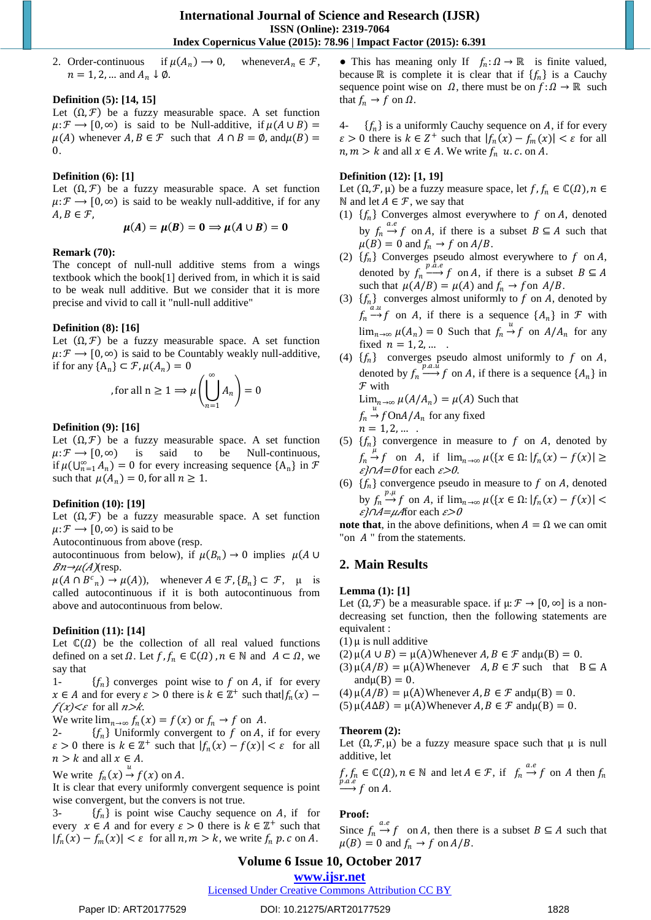2. Order-continuous if $\mu(A_n) \longrightarrow 0$, whenever $A_n \in \mathcal{F}$, $n = 1,2,\ldots$ and $A_n \downarrow \emptyset$.

**Definition (5): [14, 15]**

Let $(\Omega, \mathcal{F})$ be a fuzzy measurable space. A set function $\mu: \mathcal{F} \longrightarrow [0,\infty)$ is said to be Null-additive, if $\mu(A \cup B) = \mu(A)$ whenever $A, B \in \mathcal{F}$ such that $A \cap B = \emptyset$, and $\mu(B) = 0$.

**Definition (6): [1]**

Let $(\Omega, \mathcal{F})$ be a fuzzy measurable space. A set function $\mu: \mathcal{F} \longrightarrow [0,\infty)$ is said to be weakly null-additive, if for any $A, B \in \mathcal{F}$,

$$\boldsymbol{\mu(A) = \mu(B) = 0 \Longrightarrow \mu(A \cup B) = 0}$$

**Remark (70):**

The concept of null-null additive stems from a wings textbook which the book[1] derived from, in which it is said to be weak null additive. But we consider that it is more precise and vivid to call it "null-null additive"

**Definition (8): [16]**

Let $(\Omega, \mathcal{F})$ be a fuzzy measurable space. A set function $\mu: \mathcal{F} \longrightarrow [0,\infty)$ is said to be Countably weakly null-additive, if for any $\{A_n\} \subset \mathcal{F}, \mu(A_n) = 0$

$$\text{, for all } n \geq 1 \Longrightarrow \mu\left(\bigcup_{n=1}^{\infty} A_n\right) = 0$$

**Definition (9): [16]**

Let $(\Omega, \mathcal{F})$ be a fuzzy measurable space. A set function $\mu: \mathcal{F} \longrightarrow [0,\infty)$ is said to be Null-continuous, if $\mu(\bigcup_{n=1}^{\infty} A_n) = 0$ for every increasing sequence $\{A_n\}$ in $\mathcal{F}$ such that $\mu(A_n) = 0$, for all $n \geq 1$.

**Definition (10): [19]**

Let $(\Omega, \mathcal{F})$ be a fuzzy measurable space. A set function $\mu: \mathcal{F} \longrightarrow [0,\infty)$ is said to be

Autocontinuous from above (resp. autocontinuous from below), if $\mu(B_n) \to 0$ implies $\mu(A \cup B_n) \to \mu(A)$ (resp. $\mu(A \cap B^c{}_n) \to \mu(A)$), whenever $A \in \mathcal{F}, \{B_n\} \subset \mathcal{F}$, $\mu$ is called autocontinuous if it is both autocontinuous from above and autocontinuous from below.

**Definition (11): [14]**

Let $\mathbb{C}(\Omega)$ be the collection of all real valued functions defined on a set $\Omega$. Let $f, f_n \in \mathbb{C}(\Omega)$, $n \in \mathbb{N}$ and $A \subset \Omega$, we say that

1- $\{f_n\}$ converges point wise to $f$ on $A$, if for every $x \in A$ and for every $\varepsilon > 0$ there is $k \in \mathbb{Z}^+$ such that $|f_n(x) - f(x)| < \varepsilon$ for all $n > k$.

We write $\lim_{n\to\infty} f_n(x) = f(x)$ or $f_n \to f$ on $A$.

2- $\{f_n\}$ Uniformly convergent to $f$ on $A$, if for every $\varepsilon > 0$ there is $k \in \mathbb{Z}^+$ such that $|f_n(x) - f(x)| < \varepsilon$ for all $n > k$ and all $x \in A$.

We write $f_n(x) \overset{u}{\to} f(x)$ on $A$.

It is clear that every uniformly convergent sequence is point wise convergent, but the convers is not true.

3- $\{f_n\}$ is point wise Cauchy sequence on $A$, if for every $x \in A$ and for every $\varepsilon > 0$ there is $k \in \mathbb{Z}^+$ such that $|f_n(x) - f_m(x)| < \varepsilon$ for all $n, m > k$, we write $f_n$ $p.c$ on $A$.

- This has meaning only If $f_n: \Omega \to \mathbb{R}$ is finite valued, because $\mathbb{R}$ is complete it is clear that if $\{f_n\}$ is a Cauchy sequence point wise on $\Omega$, there must be on $f: \Omega \to \mathbb{R}$ such that $f_n \to f$ on $\Omega$.

4- $\{f_n\}$ is a uniformly Cauchy sequence on $A$, if for every $\varepsilon > 0$ there is $k \in Z^+$ such that $|f_n(x) - f_m(x)| < \varepsilon$ for all $n, m > k$ and all $x \in A$. We write $f_n$ $u.c.$ on $A$.

**Definition (12): [1, 19]**

Let $(\Omega, \mathcal{F}, \mu)$ be a fuzzy measure space, let $f, f_n \in \mathbb{C}(\Omega), n \in \mathbb{N}$ and let $A \in \mathcal{F}$, we say that

(1) $\{f_n\}$ Converges almost everywhere to $f$ on $A$, denoted by $f_n \overset{a.e}{\to} f$ on $A$, if there is a subset $B \subseteq A$ such that $\mu(B) = 0$ and $f_n \to f$ on $A/B$.

(2) $\{f_n\}$ Converges pseudo almost everywhere to $f$ on $A$, denoted by $f_n \overset{p.a.e}{\longrightarrow} f$ on $A$, if there is a subset $B \subseteq A$ such that $\mu(A/B) = \mu(A)$ and $f_n \to f$ on $A/B$.

(3) $\{f_n\}$ converges almost uniformly to $f$ on $A$, denoted by $f_n \overset{a.u}{\longrightarrow} f$ on $A$, if there is a sequence $\{A_n\}$ in $\mathcal{F}$ with $\lim_{n\to\infty} \mu(A_n) = 0$ Such that $f_n \overset{u}{\to} f$ on $A/A_n$ for any fixed $n = 1,2,\ldots$ .

(4) $\{f_n\}$ converges pseudo almost uniformly to $f$ on $A$, denoted by $f_n \overset{p.a.u}{\longrightarrow} f$ on $A$, if there is a sequence $\{A_n\}$ in $\mathcal{F}$ with $\lim_{n\to\infty} \mu(A/A_n) = \mu(A)$ Such that $f_n \overset{u}{\to} f$ On $A/A_n$ for any fixed $n = 1,2,\ldots$ .

(5) $\{f_n\}$ convergence in measure to $f$ on $A$, denoted by $f_n \overset{\mu}{\to} f$ on $A$, if $\lim_{n\to\infty} \mu(\{x \in \Omega: |f_n(x) - f(x)| \geq \varepsilon\} \cap A = 0$ for each $\varepsilon > 0$.

(6) $\{f_n\}$ convergence pseudo in measure to $f$ on $A$, denoted by $f_n \overset{p.\mu}{\to} f$ on $A$, if $\lim_{n\to\infty} \mu(\{x \in \Omega: |f_n(x) - f(x)| < \varepsilon\} \cap A = \mu A$ for each $\varepsilon > 0$

**note that**, in the above definitions, when $A = \Omega$ we can omit "on $A$ " from the statements.

## 2. Main Results

**Lemma (1): [1]**

Let $(\Omega, \mathcal{F})$ be a measurable space. if $\mu: \mathcal{F} \to [0,\infty]$ is a non-decreasing set function, then the following statements are equivalent :

(1) $\mu$ is null additive

(2) $\mu(A \cup B) = \mu(A)$ Whenever $A, B \in \mathcal{F}$ and $\mu(B) = 0$.

(3) $\mu(A/B) = \mu(A)$ Whenever $A, B \in \mathcal{F}$ such that $B \subseteq A$ and $\mu(B) = 0$.

(4) $\mu(A/B) = \mu(A)$ Whenever $A, B \in \mathcal{F}$ and $\mu(B) = 0$.

(5) $\mu(A\Delta B) = \mu(A)$ Whenever $A, B \in \mathcal{F}$ and $\mu(B) = 0$.

**Theorem (2):**

Let $(\Omega, \mathcal{F}, \mu)$ be a fuzzy measure space such that $\mu$ is null additive, let

$f, f_n \in \mathbb{C}(\Omega), n \in \mathbb{N}$ and let $A \in \mathcal{F}$, if $f_n \overset{a.e}{\to} f$ on $A$ then $f_n \overset{p.a.e}{\longrightarrow} f$ on $A$.

**Proof:**

Since $f_n \overset{a.e}{\to} f$ on $A$, then there is a subset $B \subseteq A$ such that $\mu(B) = 0$ and $f_n \to f$ on $A/B$.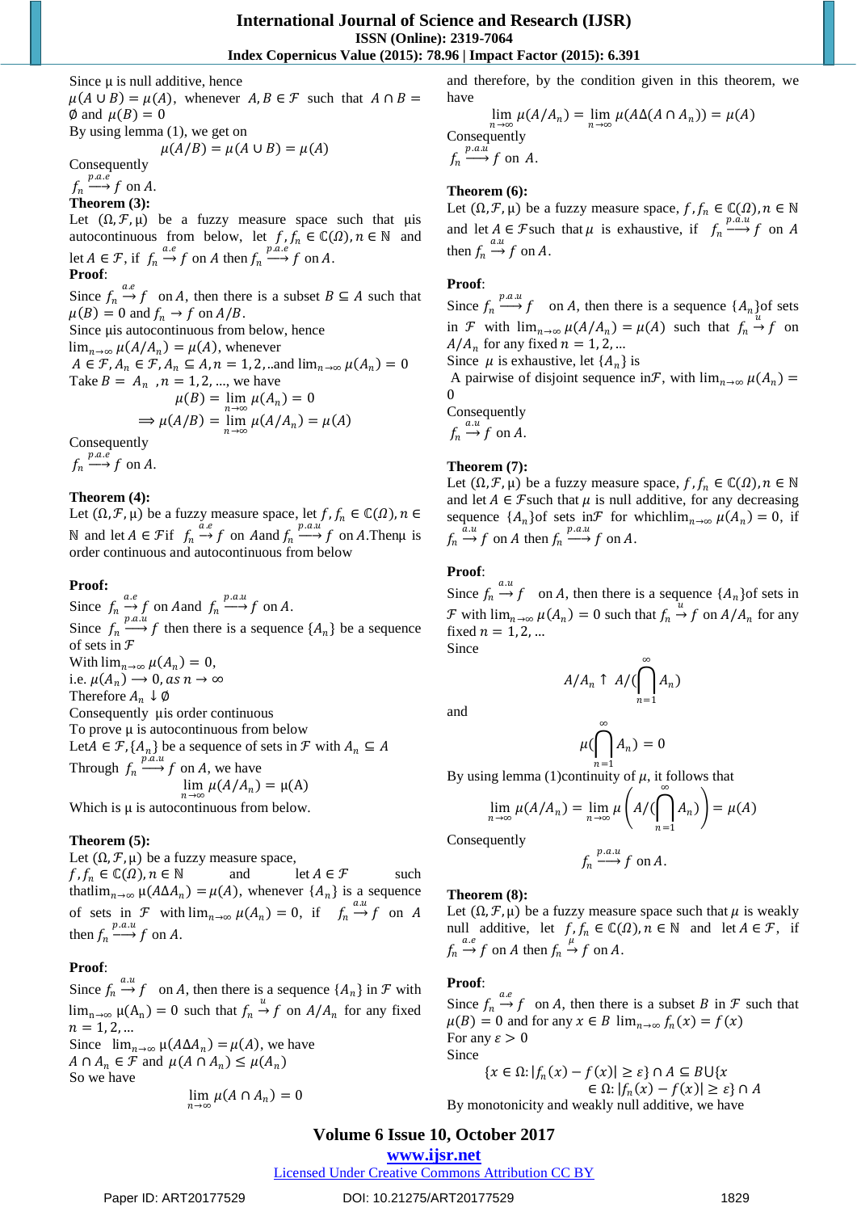Since μ is null additive, hence

$\mu(A \cup B) = \mu(A)$, whenever $A, B \in \mathcal{F}$ such that $A \cap B = \emptyset$ and $\mu(B) = 0$

By using lemma (1), we get on

$$\mu(A/B) = \mu(A \cup B) = \mu(A)$$

Consequently

$f_n \xrightarrow{p.a.e} f$ on $A$.

**Theorem (3):**

Let $(\Omega, \mathcal{F}, \mu)$ be a fuzzy measure space such that μis autocontinuous from below, let $f, f_n \in \mathbb{C}(\Omega), n \in \mathbb{N}$ and let $A \in \mathcal{F}$, if $f_n \xrightarrow{a.e} f$ on $A$ then $f_n \xrightarrow{p.a.e} f$ on $A$.

**Proof**:

Since $f_n \xrightarrow{a.e} f$ on $A$, then there is a subset $B \subseteq A$ such that $\mu(B) = 0$ and $f_n \to f$ on $A/B$.

Since μis autocontinuous from below, hence

$\lim_{n\to\infty} \mu(A/A_n) = \mu(A)$, whenever

$A \in \mathcal{F}, A_n \subseteq A, n = 1,2,..$and $\lim_{n\to\infty} \mu(A_n) = 0$

Take $B = A_n$, $n = 1,2, \ldots$, we have

$$\mu(B) = \lim_{n\to\infty} \mu(A_n) = 0$$

$$\Longrightarrow \mu(A/B) = \lim_{n\to\infty} \mu(A/A_n) = \mu(A)$$

Consequently

$f_n \xrightarrow{p.a.e} f$ on $A$.

**Theorem (4):**

Let $(\Omega, \mathcal{F}, \mu)$ be a fuzzy measure space, let $f, f_n \in \mathbb{C}(\Omega), n \in \mathbb{N}$ and let $A \in \mathcal{F}$if $f_n \xrightarrow{a.e} f$ on $A$and $f_n \xrightarrow{p.a.u} f$ on $A$.Thenμ is order continuous and autocontinuous from below

**Proof:**

Since $f_n \xrightarrow{a.e} f$ on $A$and $f_n \xrightarrow{p.a.u} f$ on $A$.

Since $f_n \xrightarrow{p.a.u} f$ then there is a sequence $\{A_n\}$ be a sequence of sets in $\mathcal{F}$

With $\lim_{n\to\infty} \mu(A_n) = 0$,

i.e. $\mu(A_n) \longrightarrow 0$, $as\ n \to \infty$

Therefore $A_n \downarrow \emptyset$

Consequently μis order continuous

To prove μ is autocontinuous from below

Let$A \in \mathcal{F}$,$\{A_n\}$ be a sequence of sets in $\mathcal{F}$ with $A_n \subseteq A$

Through $f_n \xrightarrow{p.a.u} f$ on $A$, we have

$$\lim_{n\to\infty} \mu(A/A_n) = \mu(A)$$

Which is μ is autocontinuous from below.

**Theorem (5):**

Let $(\Omega, \mathcal{F}, \mu)$ be a fuzzy measure space, $f, f_n \in \mathbb{C}(\Omega), n \in \mathbb{N}$ and let $A \in \mathcal{F}$ such that$\lim_{n\to\infty} \mu(A\Delta A_n) = \mu(A)$, whenever $\{A_n\}$ is a sequence of sets in $\mathcal{F}$ with $\lim_{n\to\infty} \mu(A_n) = 0$, if $f_n \xrightarrow{a.u} f$ on $A$ then $f_n \xrightarrow{p.a.u} f$ on $A$.

**Proof**:

Since $f_n \xrightarrow{a.u} f$ on $A$, then there is a sequence $\{A_n\}$ in $\mathcal{F}$ with $\lim_{n\to\infty} \mu(A_n) = 0$ such that $f_n \xrightarrow{u} f$ on $A/A_n$ for any fixed $n = 1,2, \ldots$

Since $\lim_{n\to\infty} \mu(A\Delta A_n) = \mu(A)$, we have

$A \cap A_n \in \mathcal{F}$ and $\mu(A \cap A_n) \le \mu(A_n)$

So we have

$$\lim_{n\to\infty} \mu(A \cap A_n) = 0$$

and therefore, by the condition given in this theorem, we have

$$\lim_{n\to\infty} \mu(A/A_n) = \lim_{n\to\infty} \mu(A\Delta(A \cap A_n)) = \mu(A)$$

Consequently

$f_n \xrightarrow{p.a.u} f$ on $A$.

**Theorem (6):**

Let $(\Omega, \mathcal{F}, \mu)$ be a fuzzy measure space, $f, f_n \in \mathbb{C}(\Omega), n \in \mathbb{N}$ and let $A \in \mathcal{F}$such that $\mu$ is exhaustive, if $f_n \xrightarrow{p.a.u} f$ on $A$ then $f_n \xrightarrow{a.u} f$ on $A$.

**Proof**:

Since $f_n \xrightarrow{p.a.u} f$ on $A$, then there is a sequence $\{A_n\}$of sets in $\mathcal{F}$ with $\lim_{n\to\infty} \mu(A/A_n) = \mu(A)$ such that $f_n \xrightarrow{u} f$ on $A/A_n$ for any fixed $n = 1,2, \ldots$

Since $\mu$ is exhaustive, let $\{A_n\}$ is

A pairwise of disjoint sequence in$\mathcal{F}$, with $\lim_{n\to\infty} \mu(A_n) = 0$

Consequently

$f_n \xrightarrow{a.u} f$ on $A$.

**Theorem (7):**

Let $(\Omega, \mathcal{F}, \mu)$ be a fuzzy measure space, $f, f_n \in \mathbb{C}(\Omega), n \in \mathbb{N}$ and let $A \in \mathcal{F}$such that $\mu$ is null additive, for any decreasing sequence $\{A_n\}$of sets in$\mathcal{F}$ for which$\lim_{n\to\infty} \mu(A_n) = 0$, if $f_n \xrightarrow{a.u} f$ on $A$ then $f_n \xrightarrow{p.a.u} f$ on $A$.

**Proof**:

Since $f_n \xrightarrow{a.u} f$ on $A$, then there is a sequence $\{A_n\}$of sets in $\mathcal{F}$ with $\lim_{n\to\infty} \mu(A_n) = 0$ such that $f_n \xrightarrow{u} f$ on $A/A_n$ for any fixed $n = 1,2, \ldots$

Since

$$A/A_n \uparrow A/(\bigcap_{n=1}^{\infty} A_n)$$

and

$$\mu(\bigcap_{n=1}^{\infty} A_n) = 0$$

By using lemma (1)continuity of $\mu$, it follows that

$$\lim_{n\to\infty} \mu(A/A_n) = \lim_{n\to\infty} \mu\left(A/(\bigcap_{n=1}^{\infty} A_n)\right) = \mu(A)$$

Consequently

$$f_n \xrightarrow{p.a.u} f \text{ on } A.$$

**Theorem (8):**

Let $(\Omega, \mathcal{F}, \mu)$ be a fuzzy measure space such that $\mu$ is weakly null additive, let $f, f_n \in \mathbb{C}(\Omega), n \in \mathbb{N}$ and let $A \in \mathcal{F}$, if $f_n \xrightarrow{a.e} f$ on $A$ then $f_n \xrightarrow{\mu} f$ on $A$.

**Proof**:

Since $f_n \xrightarrow{a.e} f$ on $A$, then there is a subset $B$ in $\mathcal{F}$ such that $\mu(B) = 0$ and for any $x \in B$ $\lim_{n\to\infty} f_n(x) = f(x)$

For any $\varepsilon > 0$

Since

$$\{x \in \Omega: |f_n(x) - f(x)| \ge \varepsilon\} \cap A \subseteq B \cup \{x \in \Omega: |f_n(x) - f(x)| \ge \varepsilon\} \cap A$$

By monotonicity and weakly null additive, we have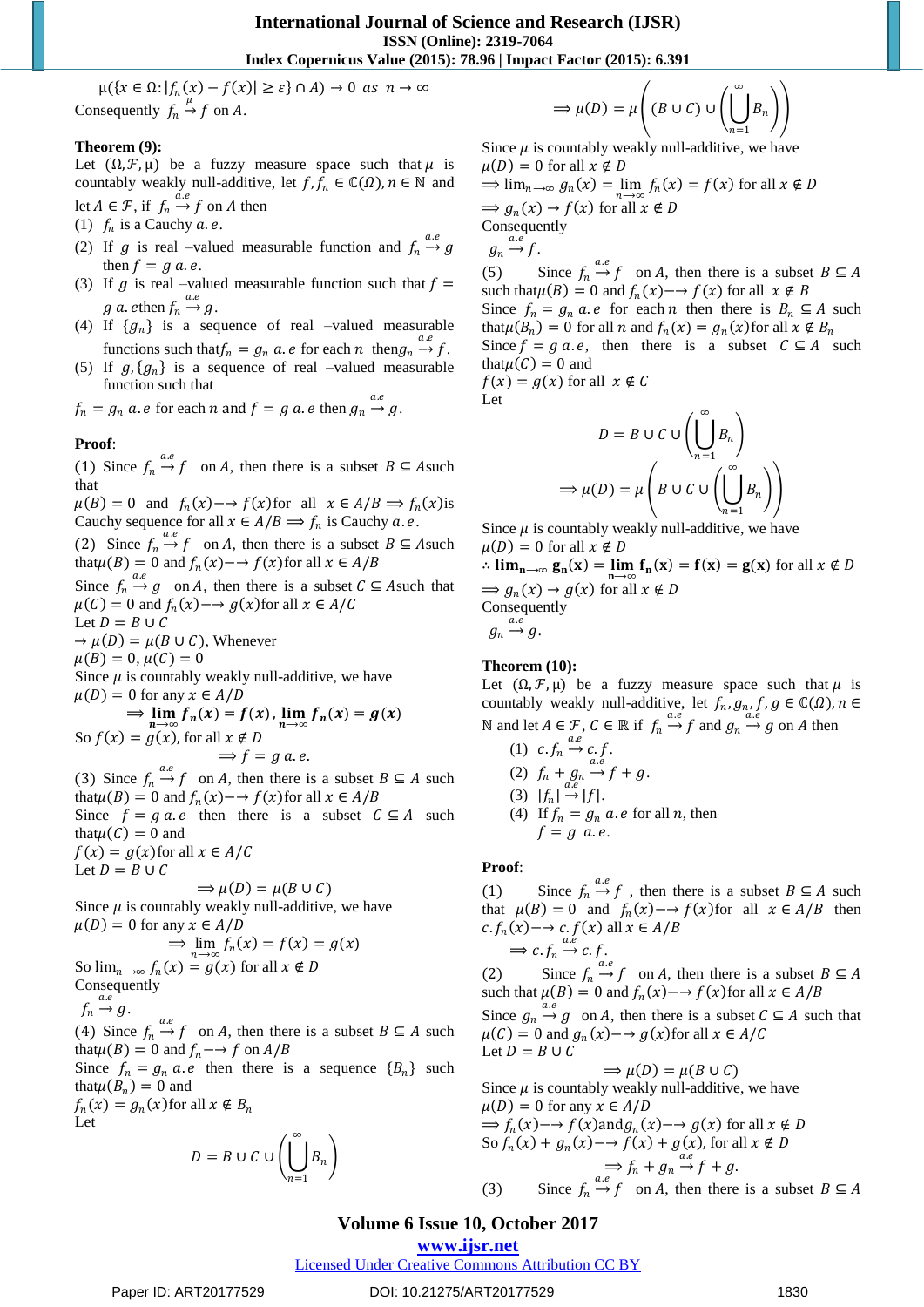$\mu(\{x \in \Omega: |f_n(x) - f(x)| \geq \varepsilon\} \cap A) \to 0 \;\; as \;\; n \to \infty$

Consequently $f_n \overset{\mu}{\to} f$ on $A$.

**Theorem (9):**

Let $(\Omega, \mathcal{F}, \mu)$ be a fuzzy measure space such that $\mu$ is countably weakly null-additive, let $f, f_n \in \mathbb{C}(\Omega), n \in \mathbb{N}$ and let $A \in \mathcal{F}$, if $f_n \overset{a.e}{\to} f$ on $A$ then

(1) $f_n$ is a Cauchy $a.e$.

(2) If $g$ is real –valued measurable function and $f_n \overset{a.e}{\to} g$ then $f = g \; a.e$.

(3) If $g$ is real –valued measurable function such that $f = g \; a.e$ then $f_n \overset{a.e}{\to} g$.

(4) If $\{g_n\}$ is a sequence of real –valued measurable functions such that $f_n = g_n \; a.e$ for each $n$ then $g_n \overset{a.e}{\to} f$.

(5) If $g, \{g_n\}$ is a sequence of real –valued measurable function such that

$f_n = g_n \; a.e$ for each $n$ and $f = g \; a.e$ then $g_n \overset{a.e}{\to} g$.

**Proof**:

(1) Since $f_n \overset{a.e}{\to} f$ on $A$, then there is a subset $B \subseteq A$ such that

$\mu(B) = 0$ and $f_n(x) \longrightarrow f(x)$ for all $x \in A/B \Longrightarrow f_n(x)$ is Cauchy sequence for all $x \in A/B \Longrightarrow f_n$ is Cauchy $a.e$.

(2) Since $f_n \overset{a.e}{\to} f$ on $A$, then there is a subset $B \subseteq A$ such that $\mu(B) = 0$ and $f_n(x) \longrightarrow f(x)$ for all $x \in A/B$

Since $f_n \overset{a.e}{\to} g$ on $A$, then there is a subset $C \subseteq A$ such that $\mu(C) = 0$ and $f_n(x) \longrightarrow g(x)$ for all $x \in A/C$

Let $D = B \cup C$

$\to \mu(D) = \mu(B \cup C)$, Whenever

$\mu(B) = 0, \mu(C) = 0$

Since $\mu$ is countably weakly null-additive, we have

$\mu(D) = 0$ for any $x \in A/D$

$$\Longrightarrow \boldsymbol{\lim_{n\to\infty} f_n(x) = f(x)}, \; \boldsymbol{\lim_{n\to\infty} f_n(x) = g(x)}$$

So $f(x) = g(x)$, for all $x \notin D$

$$\Longrightarrow f = g \; a.e.$$

(3) Since $f_n \overset{a.e}{\to} f$ on $A$, then there is a subset $B \subseteq A$ such that $\mu(B) = 0$ and $f_n(x) \longrightarrow f(x)$ for all $x \in A/B$

Since $f = g \; a.e$ then there is a subset $C \subseteq A$ such that $\mu(C) = 0$ and

$f(x) = g(x)$ for all $x \in A/C$

Let $D = B \cup C$

$$\Longrightarrow \mu(D) = \mu(B \cup C)$$

Since $\mu$ is countably weakly null-additive, we have

$\mu(D) = 0$ for any $x \in A/D$

$$\Longrightarrow \lim_{n\to\infty} f_n(x) = f(x) = g(x)$$

So $\lim_{n\to\infty} f_n(x) = g(x)$ for all $x \notin D$

Consequently

$f_n \overset{a.e}{\to} g$.

(4) Since $f_n \overset{a.e}{\to} f$ on $A$, then there is a subset $B \subseteq A$ such that $\mu(B) = 0$ and $f_n \longrightarrow f$ on $A/B$

Since $f_n = g_n \; a.e$ then there is a sequence $\{B_n\}$ such that $\mu(B_n) = 0$ and

$f_n(x) = g_n(x)$ for all $x \notin B_n$

Let

$$D = B \cup C \cup \left(\bigcup_{n=1}^{\infty} B_n\right)$$

$$\Longrightarrow \mu(D) = \mu\left((B \cup C) \cup \left(\bigcup_{n=1}^{\infty} B_n\right)\right)$$

Since $\mu$ is countably weakly null-additive, we have

$\mu(D) = 0$ for all $x \notin D$

$\Longrightarrow \lim_{n\to\infty} g_n(x) = \lim_{n\to\infty} f_n(x) = f(x)$ for all $x \notin D$

$\Longrightarrow g_n(x) \to f(x)$ for all $x \notin D$

Consequently

$g_n \overset{a.e}{\to} f$.

(5) Since $f_n \overset{a.e}{\to} f$ on $A$, then there is a subset $B \subseteq A$ such that $\mu(B) = 0$ and $f_n(x) \longrightarrow f(x)$ for all $x \notin B$

Since $f_n = g_n \; a.e$ for each $n$ then there is $B_n \subseteq A$ such that $\mu(B_n) = 0$ for all $n$ and $f_n(x) = g_n(x)$ for all $x \notin B_n$

Since $f = g \; a.e$, then there is a subset $C \subseteq A$ such that $\mu(C) = 0$ and

$f(x) = g(x)$ for all $x \notin C$

Let

$$D = B \cup C \cup \left(\bigcup_{n=1}^{\infty} B_n\right)$$

$$\Longrightarrow \mu(D) = \mu\left(B \cup C \cup \left(\bigcup_{n=1}^{\infty} B_n\right)\right)$$

Since $\mu$ is countably weakly null-additive, we have

$\mu(D) = 0$ for all $x \notin D$

$\therefore \boldsymbol{\lim_{n\to\infty} g_n(x) = \lim_{n\to\infty} f_n(x) = f(x) = g(x)}$ for all $x \notin D$

$\Longrightarrow g_n(x) \to g(x)$ for all $x \notin D$

Consequently

$g_n \overset{a.e}{\to} g$.

**Theorem (10):**

Let $(\Omega, \mathcal{F}, \mu)$ be a fuzzy measure space such that $\mu$ is countably weakly null-additive, let $f_n, g_n, f, g \in \mathbb{C}(\Omega), n \in \mathbb{N}$ and let $A \in \mathcal{F}$, $C \in \mathbb{R}$ if $f_n \overset{a.e}{\to} f$ and $g_n \overset{a.e}{\to} g$ on $A$ then

(1) $c.f_n \overset{a.e}{\to} c.f$.

(2) $f_n + g_n \overset{a.e}{\to} f + g$.

(3) $|f_n| \overset{a.e}{\to} |f|$.

(4) If $f_n = g_n \; a.e$ for all $n$, then $f = g \;\; a.e$.

**Proof**:

(1) Since $f_n \overset{a.e}{\to} f$ , then there is a subset $B \subseteq A$ such that $\mu(B) = 0$ and $f_n(x) \longrightarrow f(x)$ for all $x \in A/B$ then $c.f_n(x) \longrightarrow c.f(x)$ all $x \in A/B$

$\Longrightarrow c.f_n \overset{a.e}{\to} c.f$.

(2) Since $f_n \overset{a.e}{\to} f$ on $A$, then there is a subset $B \subseteq A$ such that $\mu(B) = 0$ and $f_n(x) \longrightarrow f(x)$ for all $x \in A/B$

Since $g_n \overset{a.e}{\to} g$ on $A$, then there is a subset $C \subseteq A$ such that $\mu(C) = 0$ and $g_n(x) \longrightarrow g(x)$ for all $x \in A/C$

Let $D = B \cup C$

$$\Longrightarrow \mu(D) = \mu(B \cup C)$$

Since $\mu$ is countably weakly null-additive, we have

$\mu(D) = 0$ for any $x \in A/D$

$\Longrightarrow f_n(x) \longrightarrow f(x)$ and $g_n(x) \longrightarrow g(x)$ for all $x \notin D$

So $f_n(x) + g_n(x) \longrightarrow f(x) + g(x)$, for all $x \notin D$

$$\Longrightarrow f_n + g_n \overset{a.e}{\to} f + g.$$

(3) Since $f_n \overset{a.e}{\to} f$ on $A$, then there is a subset $B \subseteq A$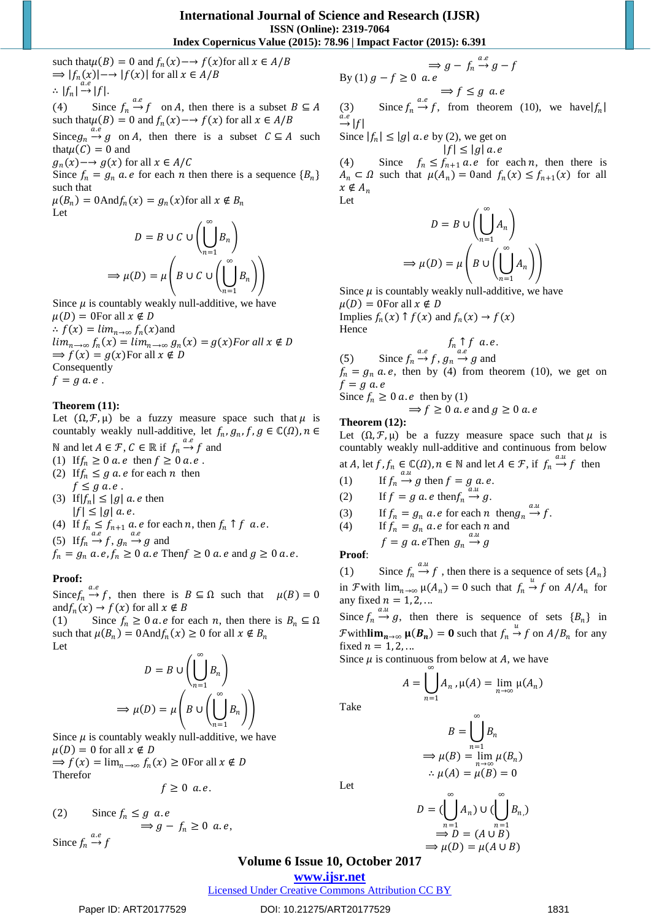such that $\mu(B) = 0$ and $f_n(x) \longrightarrow f(x)$ for all $x \in A/B$

$\Longrightarrow |f_n(x)| \longrightarrow |f(x)|$ for all $x \in A/B$

$\therefore |f_n| \overset{a.e}{\longrightarrow} |f|$.

(4) Since $f_n \overset{a.e}{\longrightarrow} f$ on $A$, then there is a subset $B \subseteq A$ such that $\mu(B) = 0$ and $f_n(x) \longrightarrow f(x)$ for all $x \in A/B$

Since $g_n \overset{a.e}{\longrightarrow} g$ on $A$, then there is a subset $C \subseteq A$ such that $\mu(C) = 0$ and

$g_n(x) \longrightarrow g(x)$ for all $x \in A/C$

Since $f_n = g_n$ $a.e$ for each $n$ then there is a sequence $\{B_n\}$ such that

$\mu(B_n) = 0$ And $f_n(x) = g_n(x)$ for all $x \notin B_n$

Let

$$D = B \cup C \cup \left(\bigcup_{n=1}^{\infty} B_n\right)$$

$$\Longrightarrow \mu(D) = \mu\left(B \cup C \cup \left(\bigcup_{n=1}^{\infty} B_n\right)\right)$$

Since $\mu$ is countably weakly null-additive, we have

$\mu(D) = 0$ For all $x \notin D$

$\therefore f(x) = \lim_{n\to\infty} f_n(x)$ and

$\lim_{n\to\infty} f_n(x) = \lim_{n\to\infty} g_n(x) = g(x)$ For all $x \notin D$

$\Longrightarrow f(x) = g(x)$ For all $x \notin D$

Consequently

$f = g$ $a.e$ .

**Theorem (11):**

Let $(\Omega, \mathcal{F}, \mu)$ be a fuzzy measure space such that $\mu$ is countably weakly null-additive, let $f_n, g_n, f, g \in \mathbb{C}(\Omega), n \in \mathbb{N}$ and let $A \in \mathcal{F}, C \in \mathbb{R}$ if $f_n \overset{a.e}{\longrightarrow} f$ and

(1) If $f_n \geq 0$ $a.e$ then $f \geq 0$ $a.e$ .

(2) If $f_n \leq g$ $a.e$ for each $n$ then $f \leq g$ $a.e$ .

(3) If $|f_n| \leq |g|$ $a.e$ then $|f| \leq |g|$ $a.e$.

(4) If $f_n \leq f_{n+1}$ $a.e$ for each $n$, then $f_n \uparrow f$ $a.e$.

(5) If $f_n \overset{a.e}{\longrightarrow} f$, $g_n \overset{a.e}{\longrightarrow} g$ and $f_n = g_n$ $a.e$, $f_n \geq 0$ $a.e$ Then $f \geq 0$ $a.e$ and $g \geq 0$ $a.e$.

**Proof:**

Since $f_n \overset{a.e}{\longrightarrow} f$, then there is $B \subseteq \Omega$ such that $\mu(B) = 0$ and $f_n(x) \to f(x)$ for all $x \notin B$

(1) Since $f_n \geq 0$ $a.e$ for each $n$, then there is $B_n \subseteq \Omega$ such that $\mu(B_n) = 0$ And $f_n(x) \geq 0$ for all $x \notin B_n$

Let

$$D = B \cup \left(\bigcup_{n=1}^{\infty} B_n\right)$$

$$\Longrightarrow \mu(D) = \mu\left(B \cup \left(\bigcup_{n=1}^{\infty} B_n\right)\right)$$

Since $\mu$ is countably weakly null-additive, we have

$\mu(D) = 0$ for all $x \notin D$

$\Longrightarrow f(x) = \lim_{n\to\infty} f_n(x) \geq 0$ For all $x \notin D$

Therefor

$$f \geq 0 \ \ a.e.$$

(2) Since $f_n \leq g$ $a.e$

$$\Longrightarrow g - f_n \geq 0 \ \ a.e,$$

Since $f_n \overset{a.e}{\longrightarrow} f$

$$\Longrightarrow g - f_n \overset{a.e}{\longrightarrow} g - f$$

By (1) $g - f \geq 0$ $a.e$

$$\Longrightarrow f \leq g \ \ a.e$$

(3) Since $f_n \overset{a.e}{\longrightarrow} f$, from theorem (10), we have $|f_n| \overset{a.e}{\longrightarrow} |f|$

Since $|f_n| \leq |g|$ $a.e$ by (2), we get on

$$|f| \leq |g| \ a.e$$

(4) Since $f_n \leq f_{n+1}$ $a.e$ for each $n$, then there is $A_n \subset \Omega$ such that $\mu(A_n) = 0$ and $f_n(x) \leq f_{n+1}(x)$ for all $x \notin A_n$

Let

$$D = B \cup \left(\bigcup_{n=1}^{\infty} A_n\right)$$

$$\Longrightarrow \mu(D) = \mu\left(B \cup \left(\bigcup_{n=1}^{\infty} A_n\right)\right)$$

Since $\mu$ is countably weakly null-additive, we have

$\mu(D) = 0$ For all $x \notin D$

Implies $f_n(x) \uparrow f(x)$ and $f_n(x) \to f(x)$

Hence

$$f_n \uparrow f \ \ a.e.$$

(5) Since $f_n \overset{a.e}{\longrightarrow} f$, $g_n \overset{a.e}{\longrightarrow} g$ and $f_n = g_n$ $a.e$, then by (4) from theorem (10), we get on $f = g$ $a.e$

Since $f_n \geq 0$ $a.e$ then by (1)

$$\Longrightarrow f \geq 0 \ a.e \text{ and } g \geq 0 \ a.e$$

**Theorem (12):**

Let $(\Omega, \mathcal{F}, \mu)$ be a fuzzy measure space such that $\mu$ is countably weakly null-additive and continuous from below at $A$, let $f, f_n \in \mathbb{C}(\Omega), n \in \mathbb{N}$ and let $A \in \mathcal{F}$, if $f_n \overset{a.u}{\longrightarrow} f$ then

(1) If $f_n \overset{a.u}{\longrightarrow} g$ then $f = g$ $a.e$.

(2) If $f = g$ $a.e$ then $f_n \overset{a.u}{\longrightarrow} g$.

(3) If $f_n = g_n$ $a.e$ for each $n$ then $g_n \overset{a.u}{\longrightarrow} f$.

(4) If $f_n = g_n$ $a.e$ for each $n$ and $f = g$ $a.e$ Then $g_n \overset{a.u}{\longrightarrow} g$

**Proof:**

(1) Since $f_n \overset{a.u}{\longrightarrow} f$, then there is a sequence of sets $\{A_n\}$ in $\mathcal{F}$ with $\lim_{n\to\infty} \mu(A_n) = 0$ such that $f_n \overset{u}{\longrightarrow} f$ on $A/A_n$ for any fixed $n = 1, 2, \ldots$

Since $f_n \overset{a.u}{\longrightarrow} g$, then there is sequence of sets $\{B_n\}$ in $\mathcal{F}$ with $\boldsymbol{\lim_{n\to\infty} \mu(B_n) = 0}$ such that $f_n \overset{u}{\longrightarrow} f$ on $A/B_n$ for any fixed $n = 1, 2, \ldots$

Since $\mu$ is continuous from below at $A$, we have

$$A = \bigcup_{n=1}^{\infty} A_n, \mu(A) = \lim_{n\to\infty} \mu(A_n)$$

Take

$$B = \bigcup_{n=1}^{\infty} B_n$$

$$\Longrightarrow \mu(B) = \lim_{n\to\infty} \mu(B_n)$$

$$\therefore \mu(A) = \mu(B) = 0$$

Let

$$D = \left(\bigcup_{n=1}^{\infty} A_n\right) \cup \left(\bigcup_{n=1}^{\infty} B_n\right)$$

$$\Longrightarrow D = (A \cup B)$$

$$\Longrightarrow \mu(D) = \mu(A \cup B)$$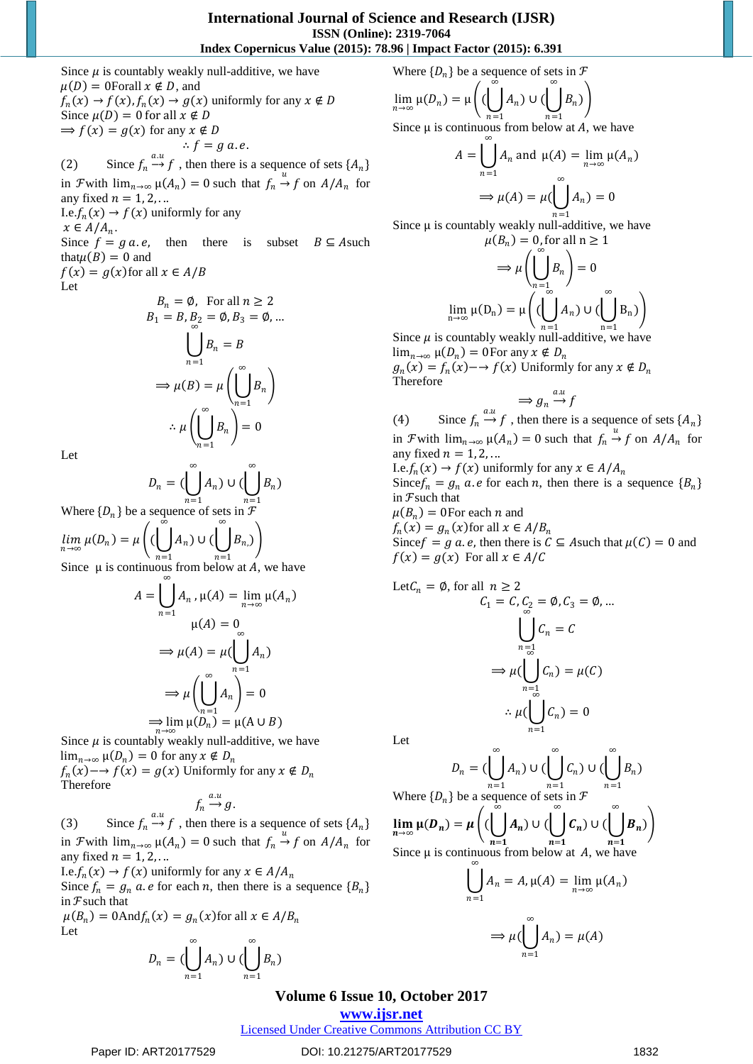Since $\mu$ is countably weakly null-additive, we have
$\mu(D) = 0$ For all $x \notin D$, and
$f_n(x) \to f(x), f_n(x) \to g(x)$ uniformly for any $x \notin D$
Since $\mu(D) = 0$ for all $x \notin D$
$\Longrightarrow f(x) = g(x)$ for any $x \notin D$

$$\therefore f = g \; a.e.$$

(2) Since $f_n \xrightarrow{a.u} f$, then there is a sequence of sets $\{A_n\}$ in $\mathcal{F}$ with $\lim_{n\to\infty} \mu(A_n) = 0$ such that $f_n \xrightarrow{u} f$ on $A/A_n$ for any fixed $n = 1, 2, \ldots$

I.e. $f_n(x) \to f(x)$ uniformly for any $x \in A/A_n$.

Since $f = g\; a.e$, then there is subset $B \subseteq A$ such that $\mu(B) = 0$ and
$f(x) = g(x)$ for all $x \in A/B$

Let

$$B_n = \emptyset, \quad \text{For all } n \geq 2$$
$$B_1 = B, B_2 = \emptyset, B_3 = \emptyset, \ldots$$
$$\bigcup_{n=1}^{\infty} B_n = B$$
$$\Longrightarrow \mu(B) = \mu\left(\bigcup_{n=1}^{\infty} B_n\right)$$
$$\therefore \mu\left(\bigcup_{n=1}^{\infty} B_n\right) = 0$$

Let

$$D_n = (\bigcup_{n=1}^{\infty} A_n) \cup (\bigcup_{n=1}^{\infty} B_n)$$

Where $\{D_n\}$ be a sequence of sets in $\mathcal{F}$

$$\lim_{n\to\infty} \mu(D_n) = \mu\left((\bigcup_{n=1}^{\infty} A_n) \cup (\bigcup_{n=1}^{\infty} B_n)\right)$$

Since $\mu$ is continuous from below at $A$, we have

$$A = \bigcup_{n=1}^{\infty} A_n, \mu(A) = \lim_{n\to\infty} \mu(A_n)$$
$$\mu(A) = 0$$
$$\Longrightarrow \mu(A) = \mu(\bigcup_{n=1}^{\infty} A_n)$$
$$\Longrightarrow \mu\left(\bigcup_{n=1}^{\infty} A_n\right) = 0$$
$$\Longrightarrow \lim_{n\to\infty} \mu(D_n) = \mu(A \cup B)$$

Since $\mu$ is countably weakly null-additive, we have
$\lim_{n\to\infty} \mu(D_n) = 0$ for any $x \notin D_n$
$f_n(x) \longrightarrow f(x) = g(x)$ Uniformly for any $x \notin D_n$
Therefore

$$f_n \xrightarrow{a.u} g.$$

(3) Since $f_n \xrightarrow{a.u} f$, then there is a sequence of sets $\{A_n\}$ in $\mathcal{F}$ with $\lim_{n\to\infty} \mu(A_n) = 0$ such that $f_n \xrightarrow{u} f$ on $A/A_n$ for any fixed $n = 1, 2, \ldots$

I.e. $f_n(x) \to f(x)$ uniformly for any $x \in A/A_n$

Since $f_n = g_n\; a.e$ for each $n$, then there is a sequence $\{B_n\}$ in $\mathcal{F}$ such that
$\mu(B_n) = 0$ And $f_n(x) = g_n(x)$ for all $x \in A/B_n$

Let

$$D_n = (\bigcup_{n=1}^{\infty} A_n) \cup (\bigcup_{n=1}^{\infty} B_n)$$

Where $\{D_n\}$ be a sequence of sets in $\mathcal{F}$

$$\lim_{n\to\infty} \mu(D_n) = \mu\left((\bigcup_{n=1}^{\infty} A_n) \cup (\bigcup_{n=1}^{\infty} B_n)\right)$$

Since $\mu$ is continuous from below at $A$, we have

$$A = \bigcup_{n=1}^{\infty} A_n \text{ and } \mu(A) = \lim_{n\to\infty} \mu(A_n)$$
$$\Longrightarrow \mu(A) = \mu(\bigcup_{n=1}^{\infty} A_n) = 0$$

Since $\mu$ is countably weakly null-additive, we have

$$\mu(B_n) = 0, \text{for all } n \geq 1$$
$$\Longrightarrow \mu\left(\bigcup_{n=1}^{\infty} B_n\right) = 0$$
$$\lim_{n\to\infty} \mu(D_n) = \mu\left((\bigcup_{n=1}^{\infty} A_n) \cup (\bigcup_{n=1}^{\infty} B_n)\right)$$

Since $\mu$ is countably weakly null-additive, we have
$\lim_{n\to\infty} \mu(D_n) = 0$ For any $x \notin D_n$
$g_n(x) = f_n(x) \longrightarrow f(x)$ Uniformly for any $x \notin D_n$
Therefore

$$\Longrightarrow g_n \xrightarrow{a.u} f$$

(4) Since $f_n \xrightarrow{a.u} f$, then there is a sequence of sets $\{A_n\}$ in $\mathcal{F}$ with $\lim_{n\to\infty} \mu(A_n) = 0$ such that $f_n \xrightarrow{u} f$ on $A/A_n$ for any fixed $n = 1, 2, \ldots$

I.e. $f_n(x) \to f(x)$ uniformly for any $x \in A/A_n$

Since $f_n = g_n\; a.e$ for each $n$, then there is a sequence $\{B_n\}$ in $\mathcal{F}$ such that
$\mu(B_n) = 0$ For each $n$ and
$f_n(x) = g_n(x)$ for all $x \in A/B_n$

Since $f = g\; a.e$, then there is $C \subseteq A$ such that $\mu(C) = 0$ and
$f(x) = g(x)$ For all $x \in A/C$

Let $C_n = \emptyset$, for all $n \geq 2$

$$C_1 = C, C_2 = \emptyset, C_3 = \emptyset, \ldots$$
$$\bigcup_{n=1}^{\infty} C_n = C$$
$$\Longrightarrow \mu(\bigcup_{n=1}^{\infty} C_n) = \mu(C)$$
$$\therefore \mu(\bigcup_{n=1}^{\infty} C_n) = 0$$

Let

$$D_n = (\bigcup_{n=1}^{\infty} A_n) \cup (\bigcup_{n=1}^{\infty} C_n) \cup (\bigcup_{n=1}^{\infty} B_n)$$

Where $\{D_n\}$ be a sequence of sets in $\mathcal{F}$

$$\lim_{n\to\infty} \mu(D_n) = \mu\left((\bigcup_{n=1}^{\infty} A_n) \cup (\bigcup_{n=1}^{\infty} C_n) \cup (\bigcup_{n=1}^{\infty} B_n)\right)$$

Since $\mu$ is continuous from below at $A$, we have

$$\bigcup_{n=1}^{\infty} A_n = A, \mu(A) = \lim_{n\to\infty} \mu(A_n)$$
$$\Longrightarrow \mu(\bigcup_{n=1}^{\infty} A_n) = \mu(A)$$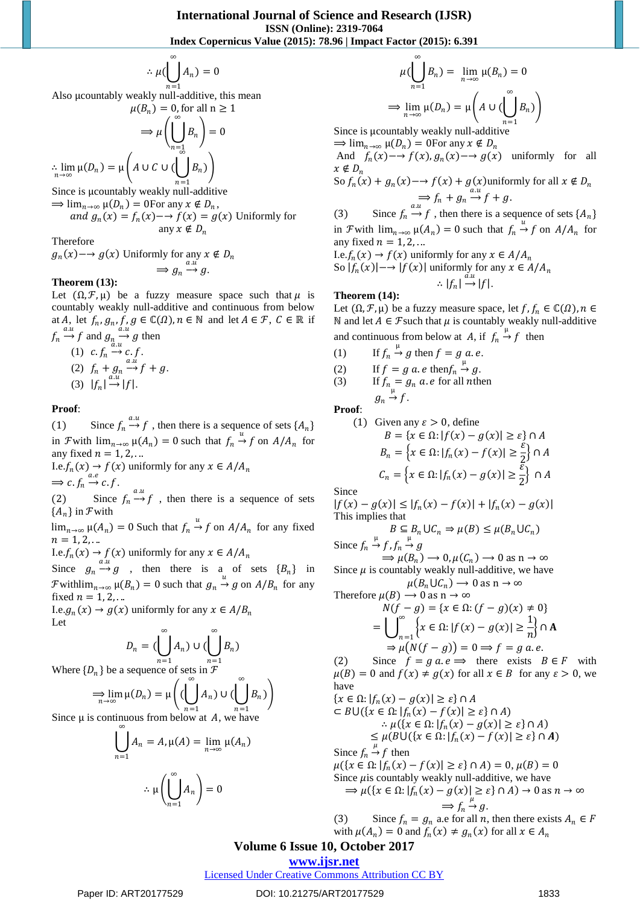$$\therefore \mu(\bigcup_{n=1}^{\infty} A_n) = 0$$

Also μcountably weakly null-additive, this mean

$$\mu(B_n) = 0, \text{for all n} \geq 1$$

$$\Longrightarrow \mu\left(\bigcup_{n=1}^{\infty} B_n\right) = 0$$

$$\therefore \lim_{n\to\infty} \mu(D_n) = \mu\left(A \cup C \cup (\bigcup_{n=1}^{\infty} B_n)\right)$$

Since is μcountably weakly null-additive

$\Longrightarrow \lim_{n\to\infty} \mu(D_n) = 0$For any $x \notin D_n$,

*and* $g_n(x) = f_n(x) -\!\!\to f(x) = g(x)$ Uniformly for any $x \notin D_n$

Therefore

$g_n(x) -\!\!\to g(x)$ Uniformly for any $x \notin D_n$

$$\Longrightarrow g_n \overset{a.u}{\to} g.$$

**Theorem (13):**

Let $(\Omega, \mathcal{F}, \mu)$ be a fuzzy measure space such that $\mu$ is countably weakly null-additive and continuous from below at $A$, let $f_n, g_n, f, g \in \mathbb{C}(\Omega), n \in \mathbb{N}$ and let $A \in \mathcal{F}$, $C \in \mathbb{R}$ if $f_n \overset{a.u}{\to} f$ and $g_n \overset{a.u}{\to} g$ then

(1) $c.f_n \overset{a.u}{\to} c.f$.

(2) $f_n + g_n \overset{a.u}{\to} f + g$.

(3) $|f_n| \overset{a.u}{\to} |f|$.

**Proof**:

(1) Since $f_n \overset{a.u}{\to} f$ , then there is a sequence of sets $\{A_n\}$ in $\mathcal{F}$with $\lim_{n\to\infty} \mu(A_n) = 0$ such that $f_n \overset{u}{\to} f$ on $A/A_n$ for any fixed $n = 1, 2, \ldots$

I.e.$f_n(x) \to f(x)$ uniformly for any $x \in A/A_n$

$\Longrightarrow c.f_n \overset{a.e}{\to} c.f$.

(2) Since $f_n \overset{a.u}{\to} f$ , then there is a sequence of sets $\{A_n\}$ in $\mathcal{F}$with $\lim_{n\to\infty} \mu(A_n) = 0$ Such that $f_n \overset{u}{\to} f$ on $A/A_n$ for any fixed $n = 1, 2, \ldots$

I.e.$f_n(x) \to f(x)$ uniformly for any $x \in A/A_n$

Since $g_n \overset{a.u}{\to} g$ , then there is a of sets $\{B_n\}$ in $\mathcal{F}$with$\lim_{n\to\infty} \mu(B_n) = 0$ such that $g_n \overset{u}{\to} g$ on $A/B_n$ for any fixed $n = 1, 2, \ldots$

I.e.$g_n(x) \to g(x)$ uniformly for any $x \in A/B_n$

Let

$$D_n = (\bigcup_{n=1}^{\infty} A_n) \cup (\bigcup_{n=1}^{\infty} B_n)$$

Where $\{D_n\}$ be a sequence of sets in $\mathcal{F}$

$$\Longrightarrow \lim_{n\to\infty} \mu(D_n) = \mu\left((\bigcup_{n=1}^{\infty} A_n) \cup (\bigcup_{n=1}^{\infty} B_n)\right)$$

Since μ is continuous from below at $A$, we have

$$\bigcup_{n=1}^{\infty} A_n = A, \mu(A) = \lim_{n\to\infty} \mu(A_n)$$

$$\therefore \mu\left(\bigcup_{n=1}^{\infty} A_n\right) = 0$$

$$\mu(\bigcup_{n=1}^{\infty} B_n) = \lim_{n\to\infty} \mu(B_n) = 0$$

$$\Longrightarrow \lim_{n\to\infty} \mu(D_n) = \mu\left(A \cup (\bigcup_{n=1}^{\infty} B_n)\right)$$

Since is μcountably weakly null-additive

$\Longrightarrow \lim_{n\to\infty} \mu(D_n) = 0$For any $x \notin D_n$

And $f_n(x) -\!\!\to f(x), g_n(x) -\!\!\to g(x)$ uniformly for all $x \notin D_n$

So $f_n(x) + g_n(x) -\!\!\to f(x) + g(x)$uniformly for all $x \notin D_n$

$$\Longrightarrow f_n + g_n \overset{a.u}{\to} f + g.$$

(3) Since $f_n \overset{a.u}{\to} f$ , then there is a sequence of sets $\{A_n\}$ in $\mathcal{F}$with $\lim_{n\to\infty} \mu(A_n) = 0$ such that $f_n \overset{u}{\to} f$ on $A/A_n$ for any fixed $n = 1, 2, \ldots$

I.e.$f_n(x) \to f(x)$ uniformly for any $x \in A/A_n$

So $|f_n(x)| -\!\!\to |f(x)|$ uniformly for any $x \in A/A_n$

$$\therefore |f_n| \overset{a.u}{\to} |f|.$$

**Theorem (14):**

Let $(\Omega, \mathcal{F}, \mu)$ be a fuzzy measure space, let $f, f_n \in \mathbb{C}(\Omega), n \in \mathbb{N}$ and let $A \in \mathcal{F}$such that $\mu$ is countably weakly null-additive and continuous from below at $A$, if $f_n \overset{\mu}{\to} f$ then

(1) If $f_n \overset{\mu}{\to} g$ then $f = g$ *a.e.*

(2) If $f = g$ *a.e* then$f_n \overset{\mu}{\to} g$.

(3) If $f_n = g_n$ *a.e* for all $n$then $g_n \overset{\mu}{\to} f$.

**Proof**:

(1) Given any $\varepsilon > 0$, define

$$B = \{x \in \Omega: |f(x) - g(x)| \geq \varepsilon\} \cap A$$

$$B_n = \left\{x \in \Omega: |f_n(x) - f(x)| \geq \frac{\varepsilon}{2}\right\} \cap A$$

$$C_n = \left\{x \in \Omega: |f_n(x) - g(x)| \geq \frac{\varepsilon}{2}\right\} \cap A$$

Since

$|f(x) - g(x)| \leq |f_n(x) - f(x)| + |f_n(x) - g(x)|$

This implies that

$$B \subseteq B_n \cup C_n \Rightarrow \mu(B) \leq \mu(B_n \cup C_n)$$

Since $f_n \overset{\mu}{\to} f, f_n \overset{\mu}{\to} g$

$$\Longrightarrow \mu(B_n) \longrightarrow 0, \mu(C_n) \longrightarrow 0 \text{ as n} \to \infty$$

Since $\mu$ is countably weakly null-additive, we have

$$\mu(B_n \cup C_n) \longrightarrow 0 \text{ as n} \to \infty$$

Therefore $\mu(B) \longrightarrow 0$ as $n \to \infty$

$$N(f - g) = \{x \in \Omega: (f - g)(x) \neq 0\}$$

$$= \bigcup_{n=1}^{\infty} \left\{x \in \Omega: |f(x) - g(x)| \geq \frac{1}{n}\right\} \cap \mathbf{A}$$

$$\Rightarrow \mu(N(f - g)) = 0 \Rightarrow f = g \text{ a.e.}$$

(2) Since $f = g$ *a.e* $\Longrightarrow$ there exists $B \in F$ with $\mu(B) = 0$ and $f(x) \neq g(x)$ for all $x \in B$ for any $\varepsilon > 0$, we have

$\{x \in \Omega: |f_n(x) - g(x)| \geq \varepsilon\} \cap A$

$\subset B \cup (\{x \in \Omega: |f_n(x) - f(x)| \geq \varepsilon\} \cap A)$

$\therefore \mu(\{x \in \Omega: |f_n(x) - g(x)| \geq \varepsilon\} \cap A)$

$\leq \mu(B \cup (\{x \in \Omega: |f_n(x) - f(x)| \geq \varepsilon\} \cap \mathbf{A})$

Since $f_n \overset{\mu}{\to} f$ then

$\mu(\{x \in \Omega: |f_n(x) - f(x)| \geq \varepsilon\} \cap A) = 0, \mu(B) = 0$

Since $\mu$is countably weakly null-additive, we have

$$\Longrightarrow \mu(\{x \in \Omega: |f_n(x) - g(x)| \geq \varepsilon\} \cap A) \to 0 \text{ as } n \to \infty$$

$$\Longrightarrow f_n \overset{\mu}{\to} g.$$

(3) Since $f_n = g_n$ a.e for all $n$, then there exists $A_n \in F$ with $\mu(A_n) = 0$ and $f_n(x) \neq g_n(x)$ for all $x \in A_n$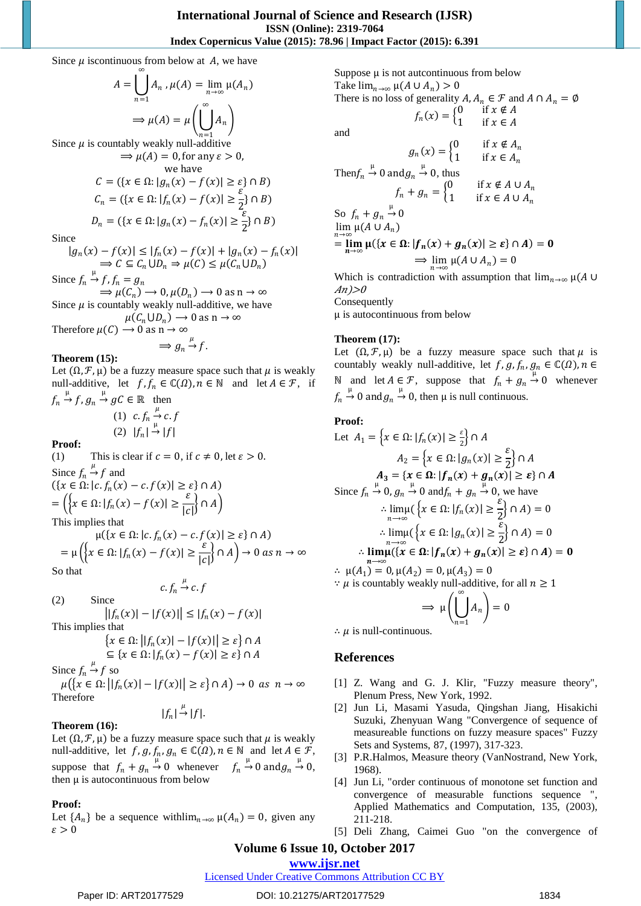Since $\mu$ iscontinuous from below at $A$, we have

$$A = \bigcup_{n=1}^{\infty} A_n \,, \mu(A) = \lim_{n\to\infty} \mu(A_n)$$

$$\Longrightarrow \mu(A) = \mu\left(\bigcup_{n=1}^{\infty} A_n\right)$$

Since $\mu$ is countably weakly null-additive

$$\Longrightarrow \mu(A) = 0, \text{for any } \varepsilon > 0,$$

we have

$$C = (\{x \in \Omega : |g_n(x) - f(x)| \geq \varepsilon\} \cap B)$$

$$C_n = (\{x \in \Omega : |f_n(x) - f(x)| \geq \frac{\varepsilon}{2}\} \cap B)$$

$$D_n = (\{x \in \Omega : |g_n(x) - f_n(x)| \geq \frac{\varepsilon}{2}\} \cap B)$$

Since

$$|g_n(x) - f(x)| \leq |f_n(x) - f(x)| + |g_n(x) - f_n(x)|$$

$$\Longrightarrow C \subseteq C_n \cup D_n \Rightarrow \mu(C) \leq \mu(C_n \cup D_n)$$

Since $f_n \xrightarrow{\mu} f, f_n = g_n$

$$\Longrightarrow \mu(C_n) \longrightarrow 0, \mu(D_n) \longrightarrow 0 \text{ as } n \to \infty$$

Since $\mu$ is countably weakly null-additive, we have

$$\mu(C_n \cup D_n) \longrightarrow 0 \text{ as } n \to \infty$$

Therefore $\mu(C) \longrightarrow 0$ as $n \to \infty$

$$\Longrightarrow g_n \xrightarrow{\mu} f.$$

**Theorem (15):**
Let $(\Omega, \mathcal{F}, \mu)$ be a fuzzy measure space such that $\mu$ is weakly null-additive, let $f, f_n \in \mathbb{C}(\Omega), n \in \mathbb{N}$ and let $A \in \mathcal{F}$, if $f_n \xrightarrow{\mu} f, g_n \xrightarrow{\mu} gC \in \mathbb{R}$ then

(1) $c.f_n \xrightarrow{\mu} c.f$

(2) $|f_n| \xrightarrow{\mu} |f|$

**Proof:**

(1) This is clear if $c = 0$, if $c \neq 0$, let $\varepsilon > 0$.

Since $f_n \xrightarrow{\mu} f$ and

$$(\{x \in \Omega : |c.f_n(x) - c.f(x)| \geq \varepsilon\} \cap A)$$

$$= \left(\left\{x \in \Omega : |f_n(x) - f(x)| \geq \frac{\varepsilon}{|c|}\right\} \cap A\right)$$

This implies that

$$\mu(\{x \in \Omega : |c.f_n(x) - c.f(x)| \geq \varepsilon\} \cap A)$$

$$= \mu\left(\left\{x \in \Omega : |f_n(x) - f(x)| \geq \frac{\varepsilon}{|c|}\right\} \cap A\right) \to 0 \text{ as } n \to \infty$$

So that

$$c.f_n \xrightarrow{\mu} c.f$$

(2) Since

$$\big||f_n(x)| - |f(x)|\big| \leq |f_n(x) - f(x)|$$

This implies that

$$\{x \in \Omega : \big||f_n(x)| - |f(x)|\big| \geq \varepsilon\} \cap A$$

$$\subseteq \{x \in \Omega : |f_n(x) - f(x)| \geq \varepsilon\} \cap A$$

Since $f_n \xrightarrow{\mu} f$ so

$$\mu\left(\{x \in \Omega : \big||f_n(x)| - |f(x)|\big| \geq \varepsilon\} \cap A\right) \to 0 \text{ as } n \to \infty$$

Therefore

$$|f_n| \xrightarrow{\mu} |f|.$$

**Theorem (16):**
Let $(\Omega, \mathcal{F}, \mu)$ be a fuzzy measure space such that $\mu$ is weakly null-additive, let $f, g, f_n, g_n \in \mathbb{C}(\Omega), n \in \mathbb{N}$ and let $A \in \mathcal{F}$, suppose that $f_n + g_n \xrightarrow{\mu} 0$ whenever $f_n \xrightarrow{\mu} 0$ and $g_n \xrightarrow{\mu} 0$, then $\mu$ is autocontinuous from below

**Proof:**
Let $\{A_n\}$ be a sequence with $\lim_{n\to\infty} \mu(A_n) = 0$, given any $\varepsilon > 0$

Suppose $\mu$ is not autcontinuous from below
Take $\lim_{n\to\infty} \mu(A \cup A_n) > 0$
There is no loss of generality $A, A_n \in \mathcal{F}$ and $A \cap A_n = \emptyset$

$$f_n(x) = \begin{cases} 0 & \text{if } x \notin A \\ 1 & \text{if } x \in A \end{cases}$$

and

$$g_n(x) = \begin{cases} 0 & \text{if } x \notin A_n \\ 1 & \text{if } x \in A_n \end{cases}$$

Then $f_n \xrightarrow{\mu} 0$ and $g_n \xrightarrow{\mu} 0$, thus

$$f_n + g_n = \begin{cases} 0 & \text{if } x \notin A \cup A_n \\ 1 & \text{if } x \in A \cup A_n \end{cases}$$

So $f_n + g_n \xrightarrow{\mu} 0$

$$\lim_{n\to\infty} \mu(A \cup A_n)$$

$$= \lim_{n\to\infty} \mu(\{x \in \Omega : |f_n(x) + g_n(x)| \geq \varepsilon\} \cap A) = 0$$

$$\Longrightarrow \lim_{n\to\infty} \mu(A \cup A_n) = 0$$

Which is contradiction with assumption that $\lim_{n\to\infty} \mu(A \cup An) > 0$
Consequently
$\mu$ is autocontinuous from below

**Theorem (17):**
Let $(\Omega, \mathcal{F}, \mu)$ be a fuzzy measure space such that $\mu$ is countably weakly null-additive, let $f, g, f_n, g_n \in \mathbb{C}(\Omega), n \in \mathbb{N}$ and let $A \in \mathcal{F}$, suppose that $f_n + g_n \xrightarrow{\mu} 0$ whenever $f_n \xrightarrow{\mu} 0$ and $g_n \xrightarrow{\mu} 0$, then $\mu$ is null continuous.

**Proof:**

Let $A_1 = \left\{x \in \Omega : |f_n(x)| \geq \frac{\varepsilon}{2}\right\} \cap A$

$$A_2 = \left\{x \in \Omega : |g_n(x)| \geq \frac{\varepsilon}{2}\right\} \cap A$$

$$A_3 = \{x \in \Omega : |f_n(x) + g_n(x)| \geq \varepsilon\} \cap A$$

Since $f_n \xrightarrow{\mu} 0, g_n \xrightarrow{\mu} 0$ and $f_n + g_n \xrightarrow{\mu} 0$, we have

$$\therefore \lim_{n\to\infty} \mu\left(\left\{x \in \Omega : |f_n(x)| \geq \frac{\varepsilon}{2}\right\} \cap A\right) = 0$$

$$\therefore \lim_{n\to\infty} \mu\left(\left\{x \in \Omega : |g_n(x)| \geq \frac{\varepsilon}{2}\right\} \cap A\right) = 0$$

$$\therefore \lim_{n\to\infty} \mu(\{x \in \Omega : |f_n(x) + g_n(x)| \geq \varepsilon\} \cap A) = 0$$

$\therefore \mu(A_1) = 0, \mu(A_2) = 0, \mu(A_3) = 0$

$\because \mu$ is countably weakly null-additive, for all $n \geq 1$

$$\Longrightarrow \mu\left(\bigcup_{n=1}^{\infty} A_n\right) = 0$$

$\therefore \mu$ is null-continuous.

## References

[1] Z. Wang and G. J. Klir, "Fuzzy measure theory", Plenum Press, New York, 1992.

[2] Jun Li, Masami Yasuda, Qingshan Jiang, Hisakichi Suzuki, Zhenyuan Wang "Convergence of sequence of measureable functions on fuzzy measure spaces" Fuzzy Sets and Systems, 87, (1997), 317-323.

[3] P.R.Halmos, Measure theory (VanNostrand, New York, 1968).

[4] Jun Li, "order continuous of monotone set function and convergence of measurable functions sequence ", Applied Mathematics and Computation, 135, (2003), 211-218.

[5] Deli Zhang, Caimei Guo "on the convergence of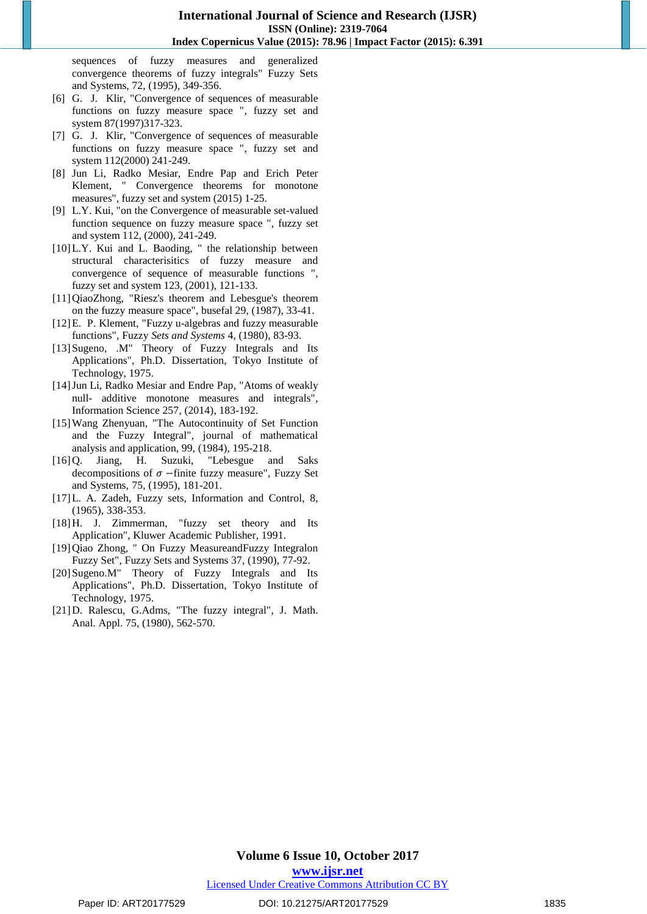sequences of fuzzy measures and generalized convergence theorems of fuzzy integrals" Fuzzy Sets and Systems, 72, (1995), 349-356.

[6] G. J. Klir, "Convergence of sequences of measurable functions on fuzzy measure space ", fuzzy set and system 87(1997)317-323.

[7] G. J. Klir, "Convergence of sequences of measurable functions on fuzzy measure space ", fuzzy set and system 112(2000) 241-249.

[8] Jun Li, Radko Mesiar, Endre Pap and Erich Peter Klement, " Convergence theorems for monotone measures", fuzzy set and system (2015) 1-25.

[9] L.Y. Kui, "on the Convergence of measurable set-valued function sequence on fuzzy measure space ", fuzzy set and system 112, (2000), 241-249.

[10] L.Y. Kui and L. Baoding, " the relationship between structural characterisitics of fuzzy measure and convergence of sequence of measurable functions ", fuzzy set and system 123, (2001), 121-133.

[11] QiaoZhong, "Riesz's theorem and Lebesgue's theorem on the fuzzy measure space", busefal 29, (1987), 33-41.

[12] E. P. Klement, "Fuzzy u-algebras and fuzzy measurable functions", Fuzzy *Sets and Systems* 4, (1980), 83-93.

[13] Sugeno, .M" Theory of Fuzzy Integrals and Its Applications", Ph.D. Dissertation, Tokyo Institute of Technology, 1975.

[14] Jun Li, Radko Mesiar and Endre Pap, "Atoms of weakly null- additive monotone measures and integrals", Information Science 257, (2014), 183-192.

[15] Wang Zhenyuan, "The Autocontinuity of Set Function and the Fuzzy Integral", journal of mathematical analysis and application, 99, (1984), 195-218.

[16] Q. Jiang, H. Suzuki, "Lebesgue and Saks decompositions of $\sigma$ −finite fuzzy measure", Fuzzy Set and Systems, 75, (1995), 181-201.

[17] L. A. Zadeh, Fuzzy sets, Information and Control, 8, (1965), 338-353.

[18] H. J. Zimmerman, "fuzzy set theory and Its Application", Kluwer Academic Publisher, 1991.

[19] Qiao Zhong, " On Fuzzy MeasureandFuzzy Integralon Fuzzy Set", Fuzzy Sets and Systems 37, (1990), 77-92.

[20] Sugeno.M" Theory of Fuzzy Integrals and Its Applications", Ph.D. Dissertation, Tokyo Institute of Technology, 1975.

[21] D. Ralescu, G.Adms, "The fuzzy integral", J. Math. Anal. Appl. 75, (1980), 562-570.